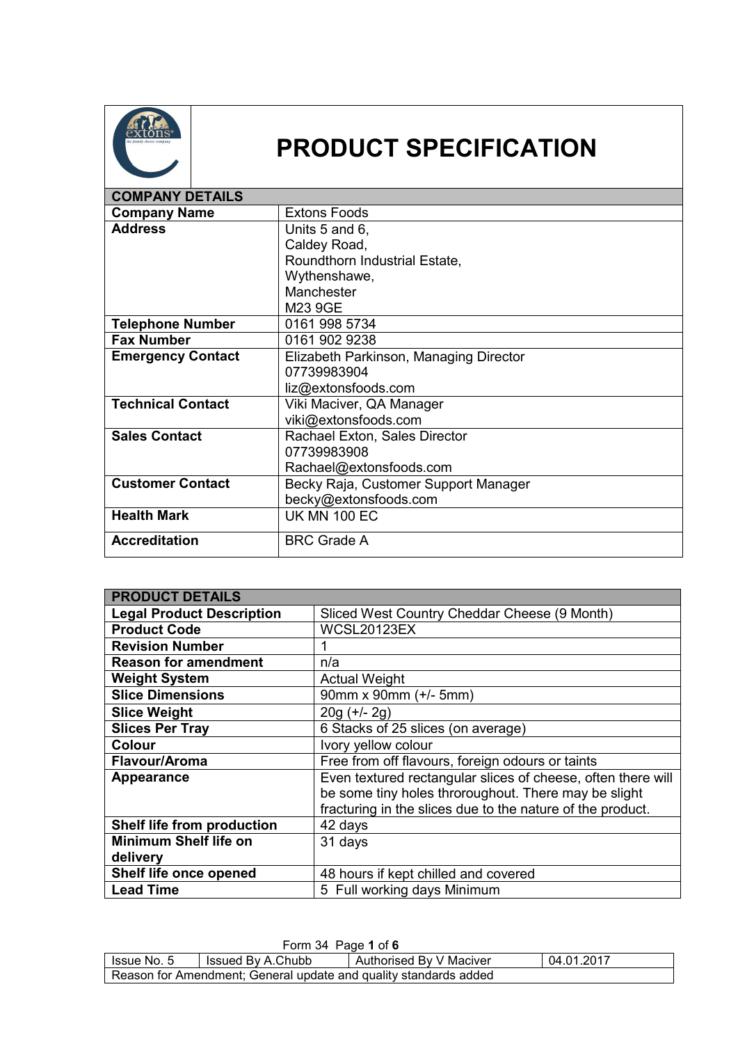# PRODUCT SPECIFICATION

| COMPANY DETAILS | |
|---|---|
| **Company Name** | Extons Foods |
| **Address** | Units 5 and 6,<br>Caldey Road,<br>Roundthorn Industrial Estate,<br>Wythenshawe,<br>Manchester<br>M23 9GE |
| **Telephone Number** | 0161 998 5734 |
| **Fax Number** | 0161 902 9238 |
| **Emergency Contact** | Elizabeth Parkinson, Managing Director<br>07739983904<br>liz@extonsfoods.com |
| **Technical Contact** | Viki Maciver, QA Manager<br>viki@extonsfoods.com |
| **Sales Contact** | Rachael Exton, Sales Director<br>07739983908<br>Rachael@extonsfoods.com |
| **Customer Contact** | Becky Raja, Customer Support Manager<br>becky@extonsfoods.com |
| **Health Mark** | UK MN 100 EC |
| **Accreditation** | BRC Grade A |

| PRODUCT DETAILS | |
|---|---|
| **Legal Product Description** | Sliced West Country Cheddar Cheese (9 Month) |
| **Product Code** | WCSL20123EX |
| **Revision Number** | 1 |
| **Reason for amendment** | n/a |
| **Weight System** | Actual Weight |
| **Slice Dimensions** | 90mm x 90mm (+/- 5mm) |
| **Slice Weight** | 20g (+/- 2g) |
| **Slices Per Tray** | 6 Stacks of 25 slices (on average) |
| **Colour** | Ivory yellow colour |
| **Flavour/Aroma** | Free from off flavours, foreign odours or taints |
| **Appearance** | Even textured rectangular slices of cheese, often there will be some tiny holes throroughout. There may be slight fracturing in the slices due to the nature of the product. |
| **Shelf life from production** | 42 days |
| **Minimum Shelf life on delivery** | 31 days |
| **Shelf life once opened** | 48 hours if kept chilled and covered |
| **Lead Time** | 5 Full working days Minimum |

Form 34

| Issue No. 5 | Issued By A.Chubb | Authorised By V Maciver | 04.01.2017 |
|---|---|---|---|
| Reason for Amendment; General update and quality standards added | | | |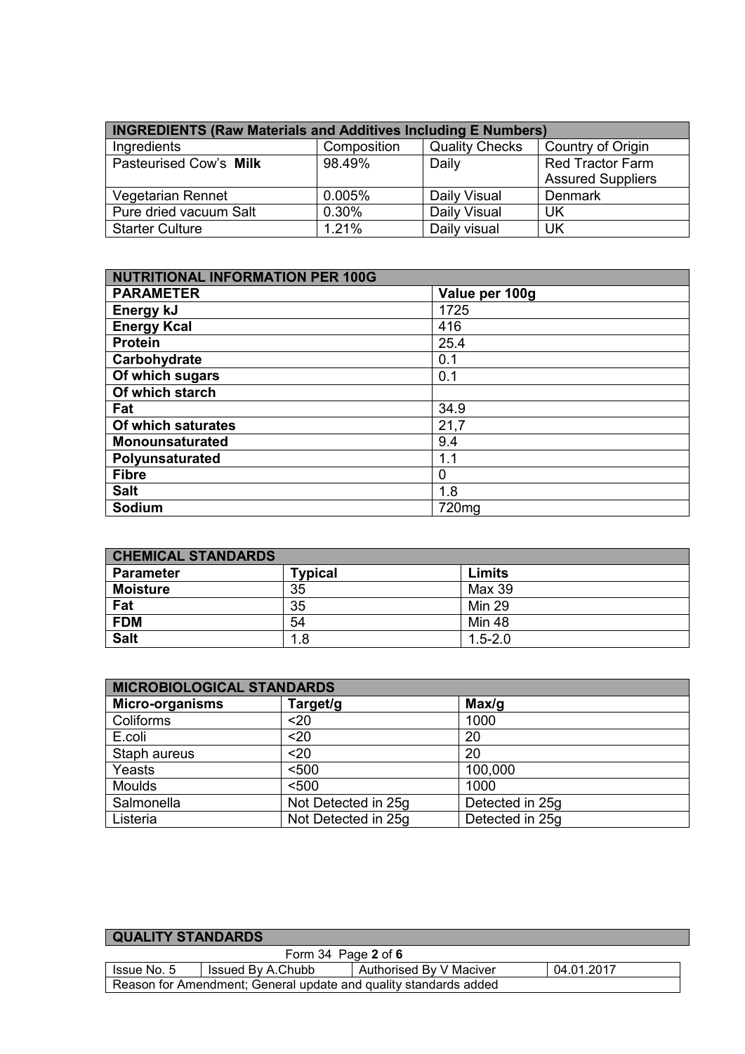| INGREDIENTS (Raw Materials and Additives Including E Numbers) | | | |
|---|---|---|---|
| Ingredients | Composition | Quality Checks | Country of Origin |
| Pasteurised Cow's **Milk** | 98.49% | Daily | Red Tractor Farm Assured Suppliers |
| Vegetarian Rennet | 0.005% | Daily Visual | Denmark |
| Pure dried vacuum Salt | 0.30% | Daily Visual | UK |
| Starter Culture | 1.21% | Daily visual | UK |

| NUTRITIONAL INFORMATION PER 100G | |
|---|---|
| **PARAMETER** | **Value per 100g** |
| **Energy kJ** | 1725 |
| **Energy Kcal** | 416 |
| **Protein** | 25.4 |
| **Carbohydrate** | 0.1 |
| **Of which sugars** | 0.1 |
| **Of which starch** | |
| **Fat** | 34.9 |
| **Of which saturates** | 21,7 |
| **Monounsaturated** | 9.4 |
| **Polyunsaturated** | 1.1 |
| **Fibre** | 0 |
| **Salt** | 1.8 |
| **Sodium** | 720mg |

| CHEMICAL STANDARDS | | |
|---|---|---|
| **Parameter** | **Typical** | **Limits** |
| **Moisture** | 35 | Max 39 |
| **Fat** | 35 | Min 29 |
| **FDM** | 54 | Min 48 |
| **Salt** | 1.8 | 1.5-2.0 |

| MICROBIOLOGICAL STANDARDS | | |
|---|---|---|
| **Micro-organisms** | **Target/g** | **Max/g** |
| Coliforms | <20 | 1000 |
| E.coli | <20 | 20 |
| Staph aureus | <20 | 20 |
| Yeasts | <500 | 100,000 |
| Moulds | <500 | 1000 |
| Salmonella | Not Detected in 25g | Detected in 25g |
| Listeria | Not Detected in 25g | Detected in 25g |

**QUALITY STANDARDS**

Form 34

| Issue No. 5 | Issued By A.Chubb | Authorised By V Maciver | 04.01.2017 |
|---|---|---|---|
| Reason for Amendment; General update and quality standards added | | | |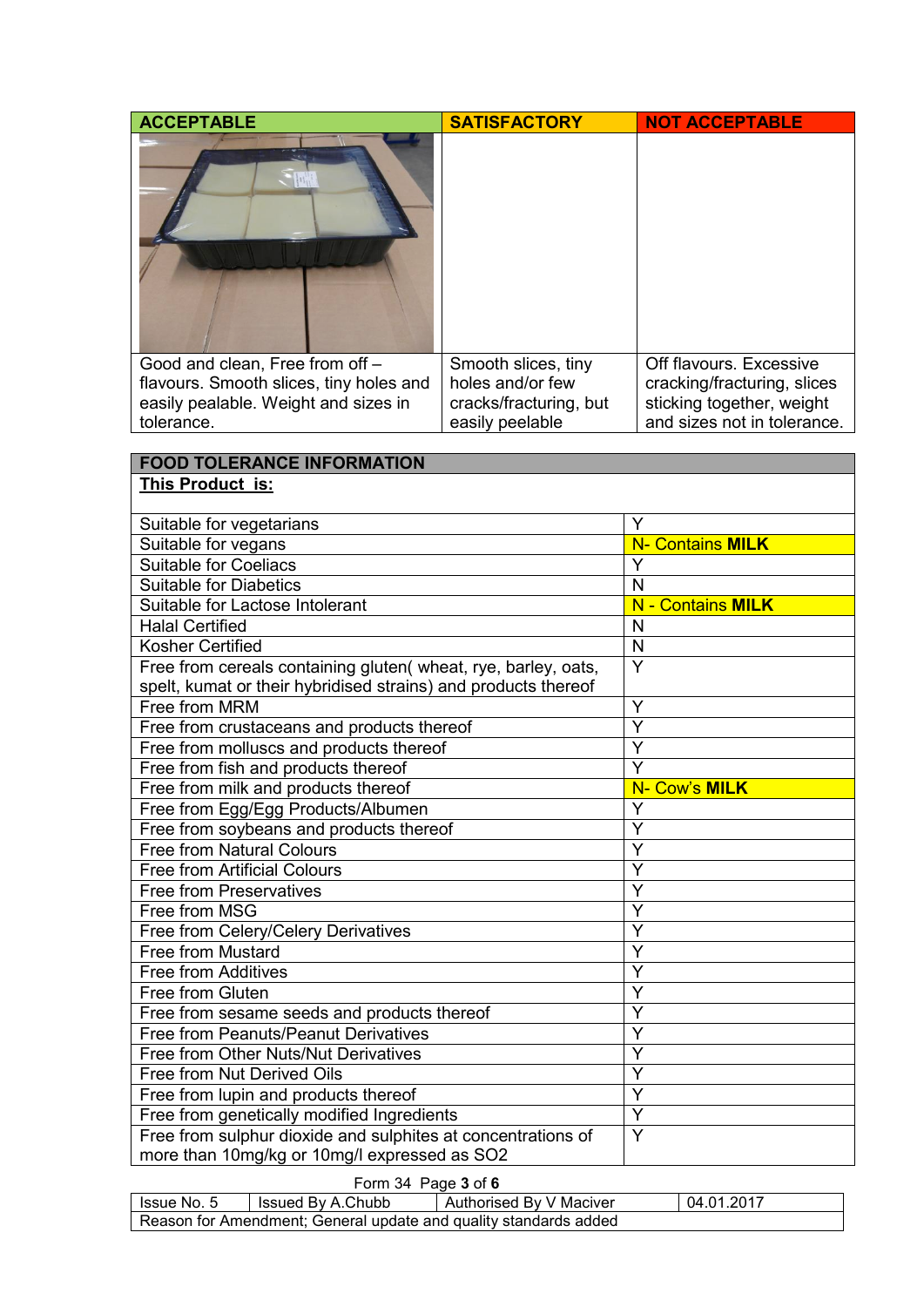| ACCEPTABLE | SATISFACTORY | NOT ACCEPTABLE |
|---|---|---|
| | | |
| Good and clean, Free from off – flavours. Smooth slices, tiny holes and easily pealable. Weight and sizes in tolerance. | Smooth slices, tiny holes and/or few cracks/fracturing, but easily peelable | Off flavours. Excessive cracking/fracturing, slices sticking together, weight and sizes not in tolerance. |

| FOOD TOLERANCE INFORMATION | |
|---|---|
| **This Product is:** | |
| Suitable for vegetarians | Y |
| Suitable for vegans | N- Contains **MILK** |
| Suitable for Coeliacs | Y |
| Suitable for Diabetics | N |
| Suitable for Lactose Intolerant | N - Contains **MILK** |
| Halal Certified | N |
| Kosher Certified | N |
| Free from cereals containing gluten( wheat, rye, barley, oats, spelt, kumat or their hybridised strains) and products thereof | Y |
| Free from MRM | Y |
| Free from crustaceans and products thereof | Y |
| Free from molluscs and products thereof | Y |
| Free from fish and products thereof | Y |
| Free from milk and products thereof | N- Cow's **MILK** |
| Free from Egg/Egg Products/Albumen | Y |
| Free from soybeans and products thereof | Y |
| Free from Natural Colours | Y |
| Free from Artificial Colours | Y |
| Free from Preservatives | Y |
| Free from MSG | Y |
| Free from Celery/Celery Derivatives | Y |
| Free from Mustard | Y |
| Free from Additives | Y |
| Free from Gluten | Y |
| Free from sesame seeds and products thereof | Y |
| Free from Peanuts/Peanut Derivatives | Y |
| Free from Other Nuts/Nut Derivatives | Y |
| Free from Nut Derived Oils | Y |
| Free from lupin and products thereof | Y |
| Free from genetically modified Ingredients | Y |
| Free from sulphur dioxide and sulphites at concentrations of more than 10mg/kg or 10mg/l expressed as SO2 | Y |

Form 34

| Issue No. 5 | Issued By A.Chubb | Authorised By V Maciver | 04.01.2017 |
|---|---|---|---|
| Reason for Amendment; General update and quality standards added | | | |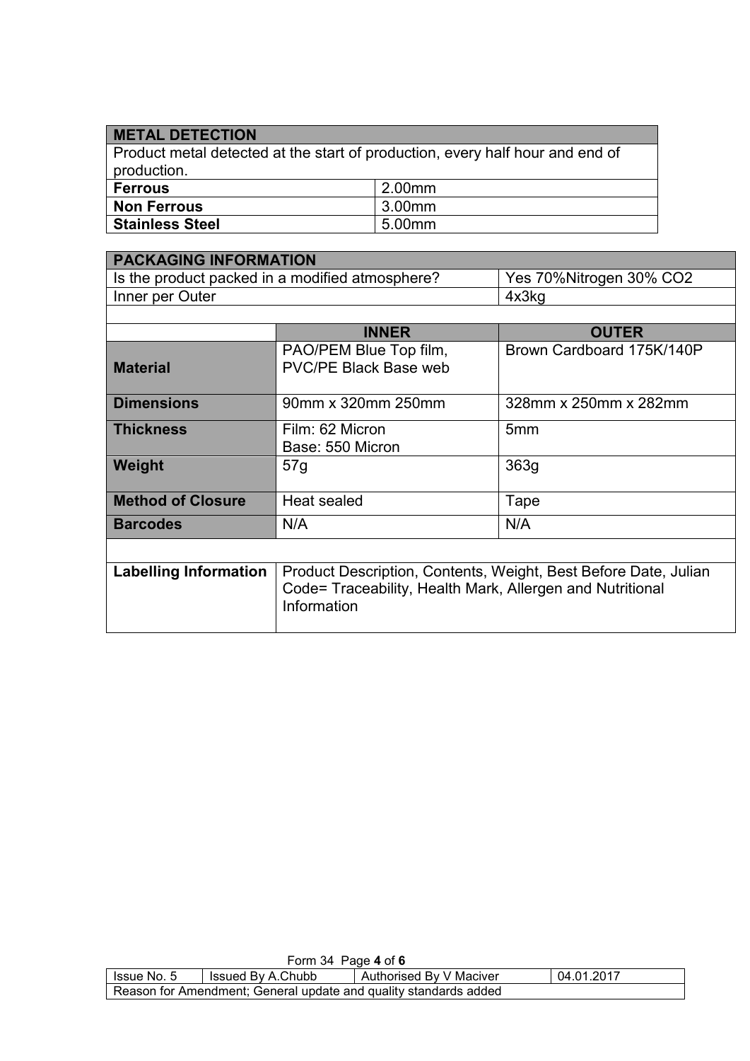| METAL DETECTION | |
|---|---|
| Product metal detected at the start of production, every half hour and end of production. | |
| **Ferrous** | 2.00mm |
| **Non Ferrous** | 3.00mm |
| **Stainless Steel** | 5.00mm |

| PACKAGING INFORMATION | | |
|---|---|---|
| Is the product packed in a modified atmosphere? | | Yes 70%Nitrogen 30% $CO_2$ |
| Inner per Outer | | 4x3kg |
| | | |
| | **INNER** | **OUTER** |
| **Material** | PAO/PEM Blue Top film, PVC/PE Black Base web | Brown Cardboard 175K/140P |
| **Dimensions** | 90mm x 320mm 250mm | 328mm x 250mm x 282mm |
| **Thickness** | Film: 62 Micron<br>Base: 550 Micron | 5mm |
| **Weight** | 57g | 363g |
| **Method of Closure** | Heat sealed | Tape |
| **Barcodes** | N/A | N/A |
| | | |
| **Labelling Information** | Product Description, Contents, Weight, Best Before Date, Julian Code= Traceability, Health Mark, Allergen and Nutritional Information | |

Form 34

| Issue No. 5 | Issued By A.Chubb | Authorised By V Maciver | 04.01.2017 |
|---|---|---|---|
| Reason for Amendment; General update and quality standards added | | | |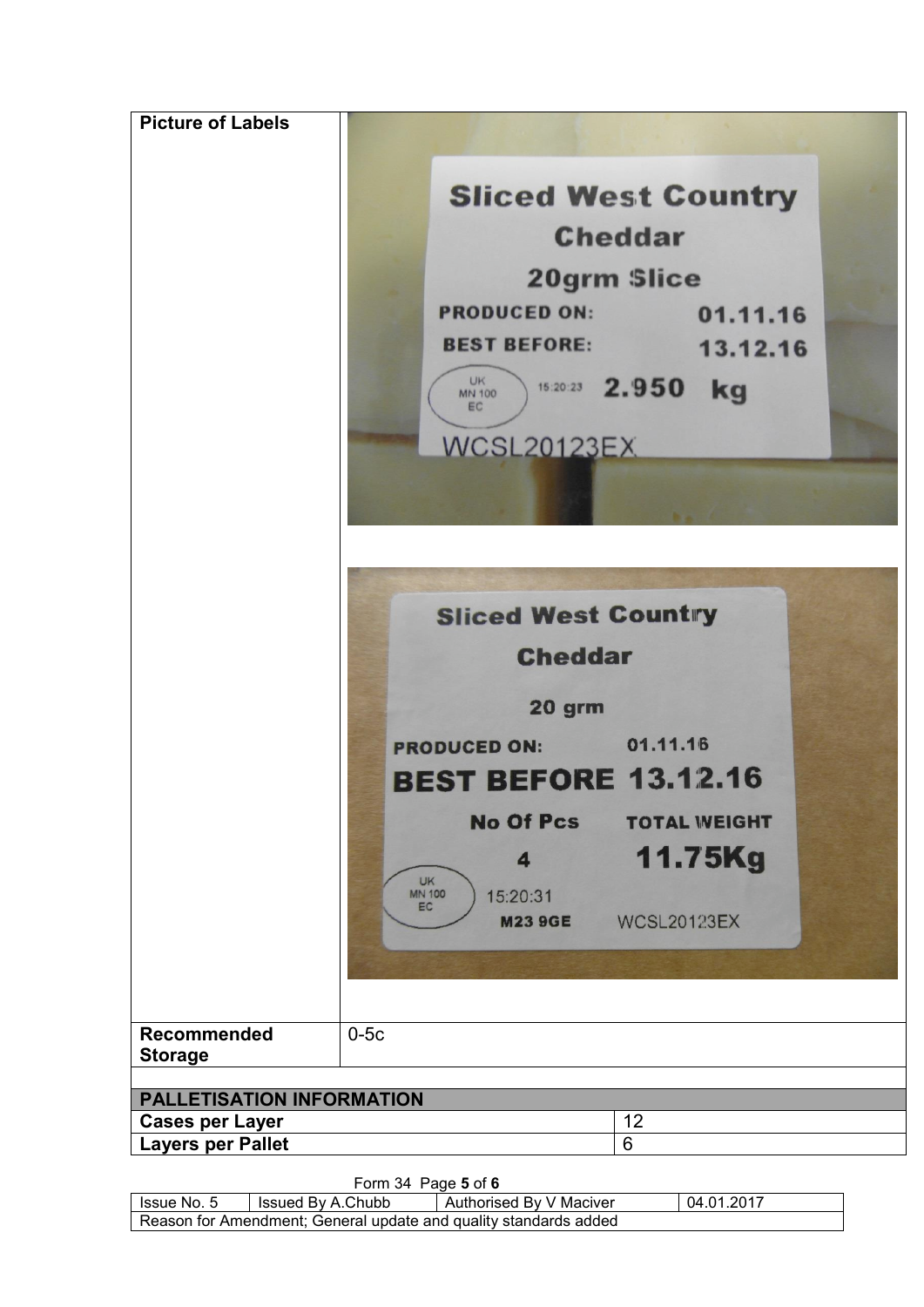| Picture of Labels | Sliced West Country Cheddar<br>20grm Slice<br>PRODUCED ON: 01.11.16<br>BEST BEFORE: 13.12.16<br>UK MN 100 EC 15:20:23 2.950 kg<br>WCSL20123EX<br><br>Sliced West Country Cheddar<br>20 grm<br>PRODUCED ON: 01.11.16<br>BEST BEFORE 13.12.16<br>No Of Pcs 4 TOTAL WEIGHT 11.75Kg<br>UK MN 100 EC 15:20:31<br>M23 9GE WCSL20123EX |
|---|---|
| **Recommended Storage** | 0-5c |

| **PALLETISATION INFORMATION** | |
|---|---|
| **Cases per Layer** | 12 |
| **Layers per Pallet** | 6 |

Form 34 Page **5** of **6**

| Issue No. 5 | Issued By A.Chubb | Authorised By V Maciver | 04.01.2017 |
|---|---|---|---|
| Reason for Amendment; General update and quality standards added | | | |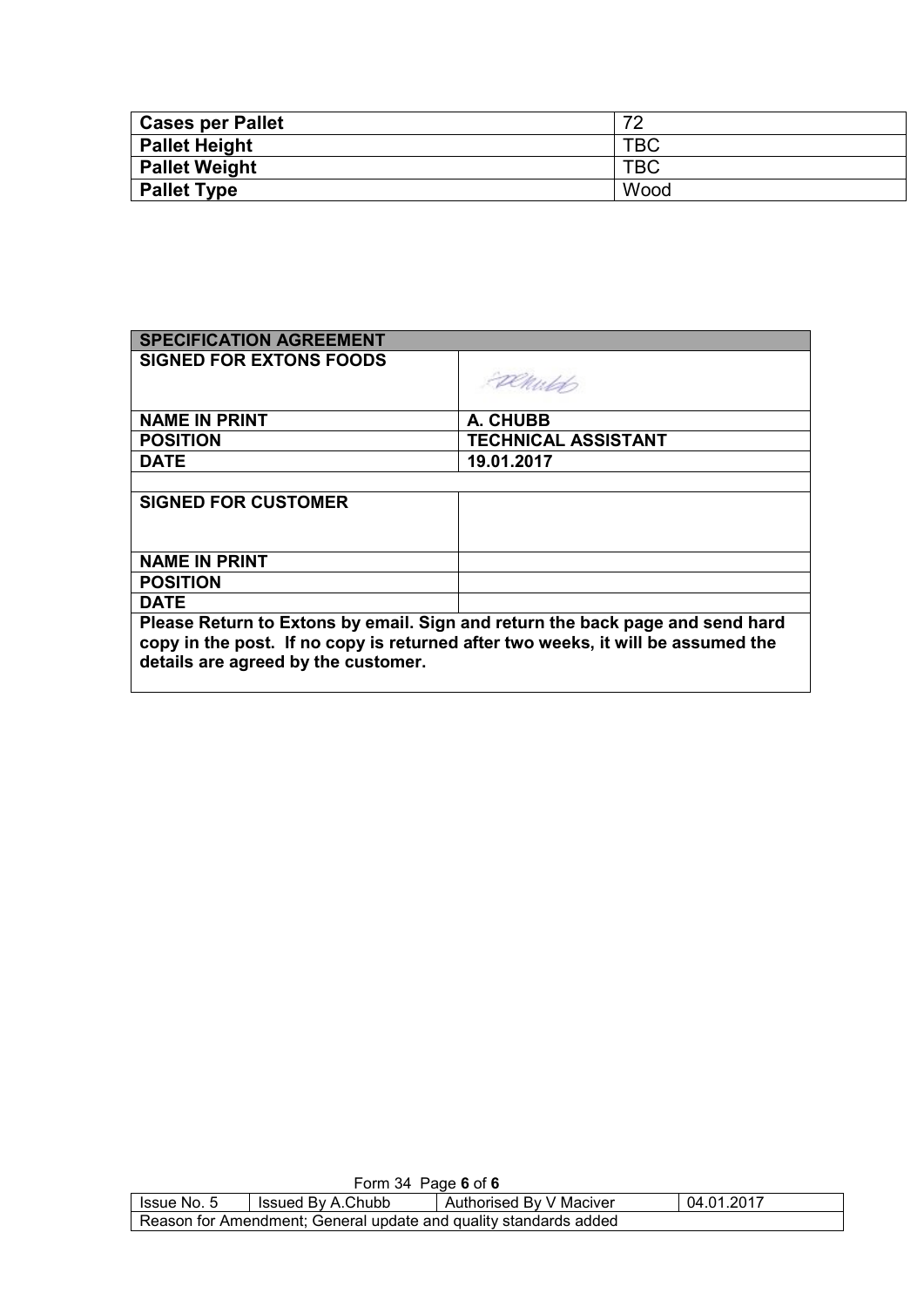| | |
|---|---|
| **Cases per Pallet** | 72 |
| **Pallet Height** | TBC |
| **Pallet Weight** | TBC |
| **Pallet Type** | Wood |

| **SPECIFICATION AGREEMENT** | |
|---|---|
| **SIGNED FOR EXTONS FOODS** | |
| **NAME IN PRINT** | **A. CHUBB** |
| **POSITION** | **TECHNICAL ASSISTANT** |
| **DATE** | **19.01.2017** |
| | |
| **SIGNED FOR CUSTOMER** | |
| **NAME IN PRINT** | |
| **POSITION** | |
| **DATE** | |
| **Please Return to Extons by email. Sign and return the back page and send hard copy in the post. If no copy is returned after two weeks, it will be assumed the details are agreed by the customer.** | |